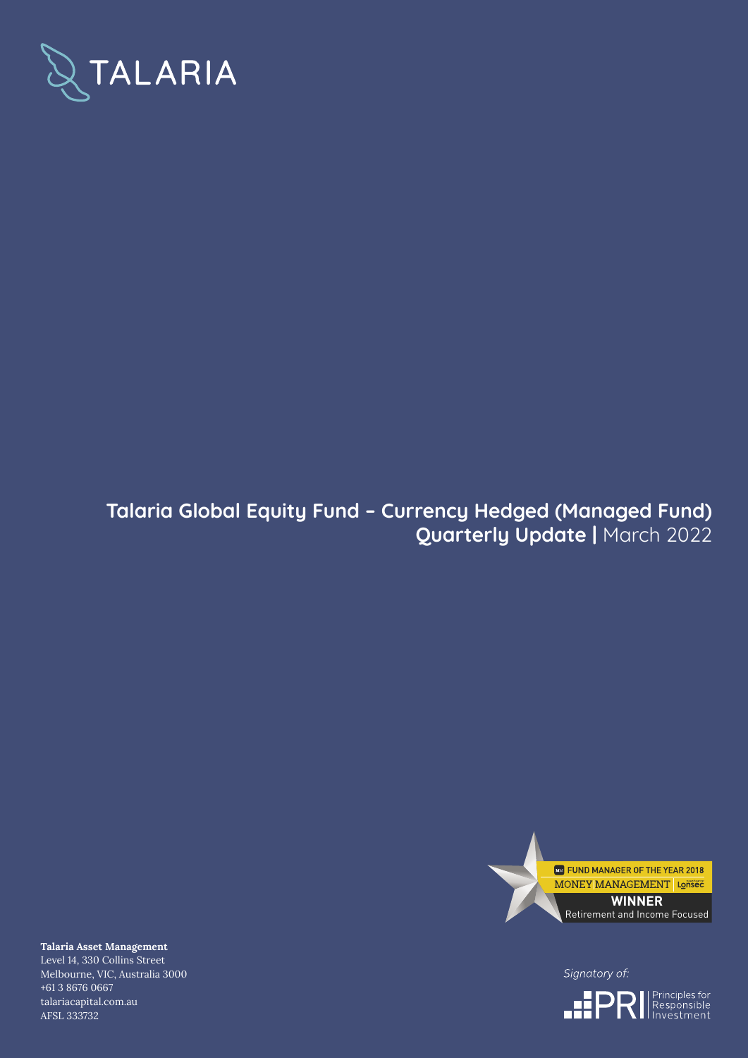TALARIA

# Talaria Global Equity Fund – Currency Hedged (Managed Fund)

## Quarterly Update | March 2022

FUND MANAGER OF THE YEAR 2018
MONEY MANAGEMENT Lonsec
**WINNER**
Retirement and Income Focused

**Talaria Asset Management**
Level 14, 330 Collins Street
Melbourne, VIC, Australia 3000
+61 3 8676 0667
talariacapital.com.au
AFSL 333732

*Signatory of:*

PRI Principles for Responsible Investment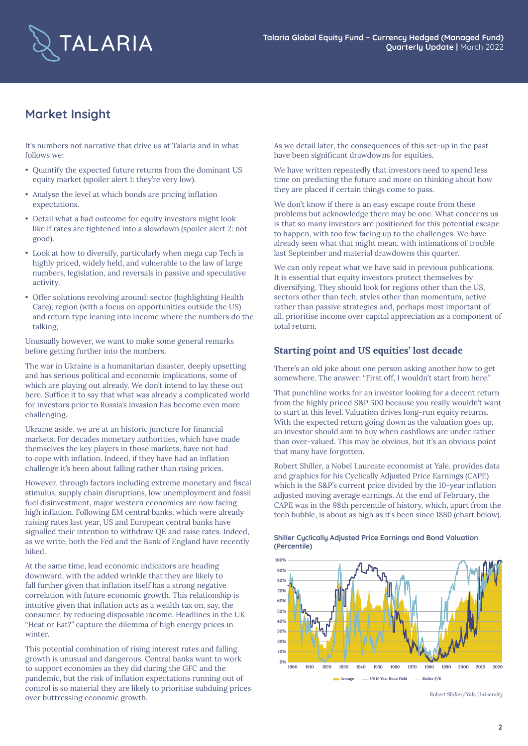# Market Insight

It's numbers not narrative that drive us at Talaria and in what follows we:

- Quantify the expected future returns from the dominant US equity market (spoiler alert 1: they're very low).
- Analyse the level at which bonds are pricing inflation expectations.
- Detail what a bad outcome for equity investors might look like if rates are tightened into a slowdown (spoiler alert 2: not good).
- Look at how to diversify, particularly when mega cap Tech is highly priced, widely held, and vulnerable to the law of large numbers, legislation, and reversals in passive and speculative activity.
- Offer solutions revolving around: sector (highlighting Health Care); region (with a focus on opportunities outside the US) and return type leaning into income where the numbers do the talking,

Unusually however, we want to make some general remarks before getting further into the numbers.

The war in Ukraine is a humanitarian disaster, deeply upsetting and has serious political and economic implications, some of which are playing out already. We don't intend to lay these out here. Suffice it to say that what was already a complicated world for investors prior to Russia's invasion has become even more challenging.

Ukraine aside, we are at an historic juncture for financial markets. For decades monetary authorities, which have made themselves the key players in those markets, have not had to cope with inflation. Indeed, if they have had an inflation challenge it's been about falling rather than rising prices.

However, through factors including extreme monetary and fiscal stimulus, supply chain disruptions, low unemployment and fossil fuel disinvestment, major western economies are now facing high inflation. Following EM central banks, which were already raising rates last year, US and European central banks have signalled their intention to withdraw QE and raise rates. Indeed, as we write, both the Fed and the Bank of England have recently hiked.

At the same time, lead economic indicators are heading downward, with the added wrinkle that they are likely to fall further given that inflation itself has a strong negative correlation with future economic growth. This relationship is intuitive given that inflation acts as a wealth tax on, say, the consumer, by reducing disposable income. Headlines in the UK "Heat or Eat?" capture the dilemma of high energy prices in winter.

This potential combination of rising interest rates and falling growth is unusual and dangerous. Central banks want to work to support economies as they did during the GFC and the pandemic, but the risk of inflation expectations running out of control is so material they are likely to prioritise subduing prices over buttressing economic growth.

As we detail later, the consequences of this set-up in the past have been significant drawdowns for equities.

We have written repeatedly that investors need to spend less time on predicting the future and more on thinking about how they are placed if certain things come to pass.

We don't know if there is an easy escape route from these problems but acknowledge there may be one. What concerns us is that so many investors are positioned for this potential escape to happen, with too few facing up to the challenges. We have already seen what that might mean, with intimations of trouble last September and material drawdowns this quarter.

We can only repeat what we have said in previous publications. It is essential that equity investors protect themselves by diversifying. They should look for regions other than the US, sectors other than tech, styles other than momentum, active rather than passive strategies and, perhaps most important of all, prioritise income over capital appreciation as a component of total return.

## Starting point and US equities' lost decade

There's an old joke about one person asking another how to get somewhere. The answer: "First off, I wouldn't start from here."

That punchline works for an investor looking for a decent return from the highly priced S&P 500 because you really wouldn't want to start at this level. Valuation drives long-run equity returns. With the expected return going down as the valuation goes up, an investor should aim to buy when cashflows are under rather than over-valued. This may be obvious, but it's an obvious point that many have forgotten.

Robert Shiller, a Nobel Laureate economist at Yale, provides data and graphics for his Cyclically Adjusted Price Earnings (CAPE) which is the S&P's current price divided by the 10-year inflation adjusted moving average earnings. At the end of February, the CAPE was in the 98th percentile of history, which, apart from the tech bubble, is about as high as it's been since 1880 (chart below).

**Shiller Cyclically Adjusted Price Earnings and Bond Valuation (Percentile)**

*Robert Shiller/Yale University*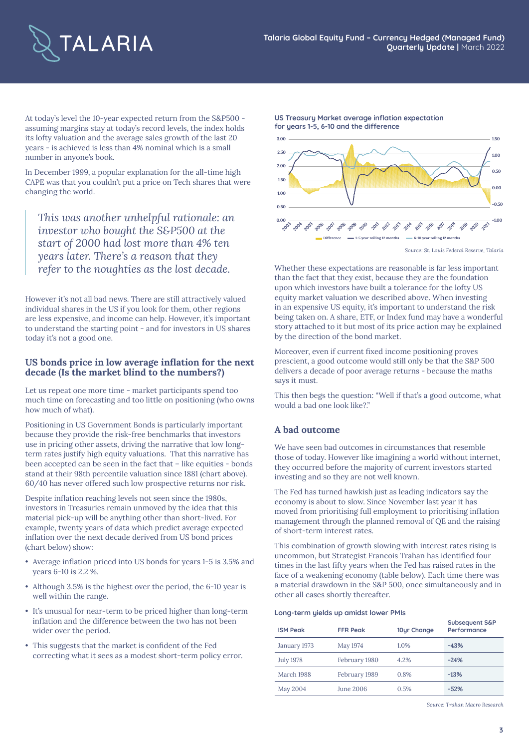At today's level the 10-year expected return from the S&P500 - assuming margins stay at today's record levels, the index holds its lofty valuation and the average sales growth of the last 20 years - is achieved is less than 4% nominal which is a small number in anyone's book.

In December 1999, a popular explanation for the all-time high CAPE was that you couldn't put a price on Tech shares that were changing the world.

> *This was another unhelpful rationale: an investor who bought the S&P500 at the start of 2000 had lost more than 4% ten years later. There's a reason that they refer to the noughties as the lost decade.*

However it's not all bad news. There are still attractively valued individual shares in the US if you look for them, other regions are less expensive, and income can help. However, it's important to understand the starting point - and for investors in US shares today it's not a good one.

## US bonds price in low average inflation for the next decade (Is the market blind to the numbers?)

Let us repeat one more time - market participants spend too much time on forecasting and too little on positioning (who owns how much of what).

Positioning in US Government Bonds is particularly important because they provide the risk-free benchmarks that investors use in pricing other assets, driving the narrative that low long-term rates justify high equity valuations. That this narrative has been accepted can be seen in the fact that – like equities - bonds stand at their 98th percentile valuation since 1881 (chart above). 60/40 has never offered such low prospective returns nor risk.

Despite inflation reaching levels not seen since the 1980s, investors in Treasuries remain unmoved by the idea that this material pick-up will be anything other than short-lived. For example, twenty years of data which predict average expected inflation over the next decade derived from US bond prices (chart below) show:

- Average inflation priced into US bonds for years 1-5 is 3.5% and years 6-10 is 2.2 %.
- Although 3.5% is the highest over the period, the 6-10 year is well within the range.
- It's unusual for near-term to be priced higher than long-term inflation and the difference between the two has not been wider over the period.
- This suggests that the market is confident of the Fed correcting what it sees as a modest short-term policy error.

**US Treasury Market average inflation expectation for years 1-5, 6-10 and the difference**

Source: St. Louis Federal Reserve, Talaria

Whether these expectations are reasonable is far less important than the fact that they exist, because they are the foundation upon which investors have built a tolerance for the lofty US equity market valuation we described above. When investing in an expensive US equity, it's important to understand the risk being taken on. A share, ETF, or Index fund may have a wonderful story attached to it but most of its price action may be explained by the direction of the bond market.

Moreover, even if current fixed income positioning proves prescient, a good outcome would still only be that the S&P 500 delivers a decade of poor average returns - because the maths says it must.

This then begs the question: "Well if that's a good outcome, what would a bad one look like?."

## A bad outcome

We have seen bad outcomes in circumstances that resemble those of today. However like imagining a world without internet, they occurred before the majority of current investors started investing and so they are not well known.

The Fed has turned hawkish just as leading indicators say the economy is about to slow. Since November last year it has moved from prioritising full employment to prioritising inflation management through the planned removal of QE and the raising of short-term interest rates.

This combination of growth slowing with interest rates rising is uncommon, but Strategist Francois Trahan has identified four times in the last fifty years when the Fed has raised rates in the face of a weakening economy (table below). Each time there was a material drawdown in the S&P 500, once simultaneously and in other all cases shortly thereafter.

**Long-term yields up amidst lower PMIs**

| ISM Peak | FFR Peak | 10yr Change | Subsequent S&P Performance |
|---|---|---|---|
| January 1973 | May 1974 | 1.0% | **-43%** |
| July 1978 | February 1980 | 4.2% | **-24%** |
| March 1988 | February 1989 | 0.8% | **-13%** |
| May 2004 | June 2006 | 0.5% | **-52%** |

*Source: Trahan Macro Research*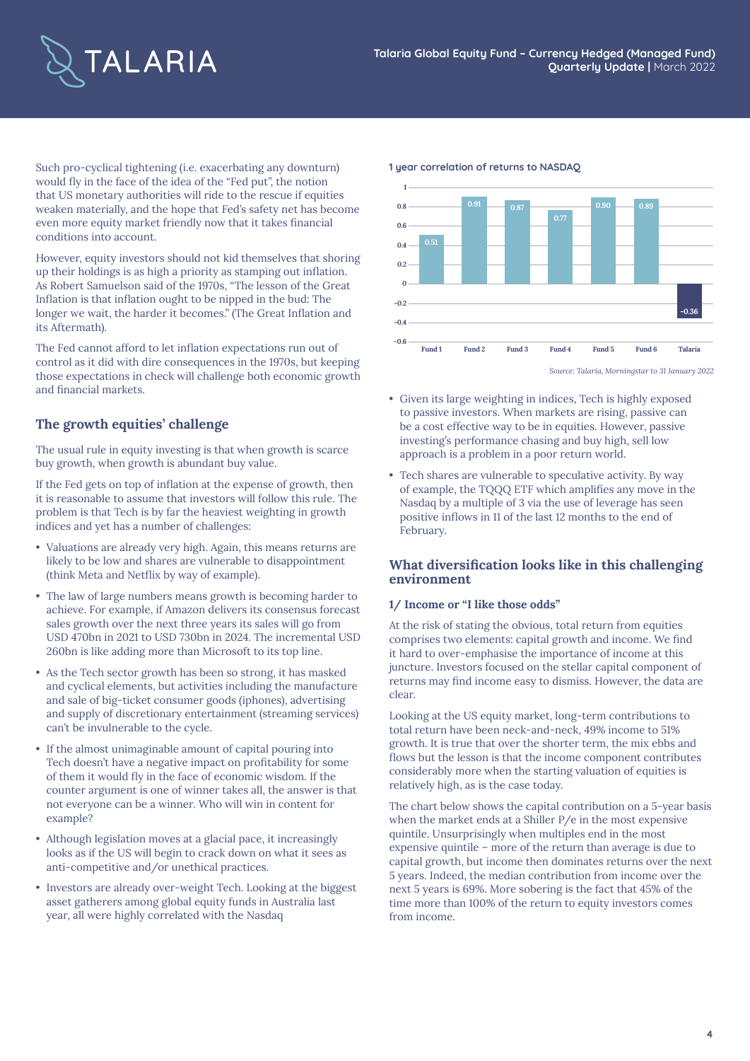Such pro-cyclical tightening (i.e. exacerbating any downturn) would fly in the face of the idea of the "Fed put", the notion that US monetary authorities will ride to the rescue if equities weaken materially, and the hope that Fed's safety net has become even more equity market friendly now that it takes financial conditions into account.

However, equity investors should not kid themselves that shoring up their holdings is as high a priority as stamping out inflation. As Robert Samuelson said of the 1970s, "The lesson of the Great Inflation is that inflation ought to be nipped in the bud: The longer we wait, the harder it becomes." (The Great Inflation and its Aftermath).

The Fed cannot afford to let inflation expectations run out of control as it did with dire consequences in the 1970s, but keeping those expectations in check will challenge both economic growth and financial markets.

## The growth equities' challenge

The usual rule in equity investing is that when growth is scarce buy growth, when growth is abundant buy value.

If the Fed gets on top of inflation at the expense of growth, then it is reasonable to assume that investors will follow this rule. The problem is that Tech is by far the heaviest weighting in growth indices and yet has a number of challenges:

- Valuations are already very high. Again, this means returns are likely to be low and shares are vulnerable to disappointment (think Meta and Netflix by way of example).
- The law of large numbers means growth is becoming harder to achieve. For example, if Amazon delivers its consensus forecast sales growth over the next three years its sales will go from USD 470bn in 2021 to USD 730bn in 2024. The incremental USD 260bn is like adding more than Microsoft to its top line.
- As the Tech sector growth has been so strong, it has masked and cyclical elements, but activities including the manufacture and sale of big-ticket consumer goods (iphones), advertising and supply of discretionary entertainment (streaming services) can't be invulnerable to the cycle.
- If the almost unimaginable amount of capital pouring into Tech doesn't have a negative impact on profitability for some of them it would fly in the face of economic wisdom. If the counter argument is one of winner takes all, the answer is that not everyone can be a winner. Who will win in content for example?
- Although legislation moves at a glacial pace, it increasingly looks as if the US will begin to crack down on what it sees as anti-competitive and/or unethical practices.
- Investors are already over-weight Tech. Looking at the biggest asset gatherers among global equity funds in Australia last year, all were highly correlated with the Nasdaq

**1 year correlation of returns to NASDAQ**

| Fund 1 | Fund 2 | Fund 3 | Fund 4 | Fund 5 | Fund 6 | Talaria |
|---|---|---|---|---|---|---|
| 0.51 | 0.91 | 0.87 | 0.77 | 0.90 | 0.89 | -0.36 |

*Source: Talaria, Morningstar to 31 January 2022*

- Given its large weighting in indices, Tech is highly exposed to passive investors. When markets are rising, passive can be a cost effective way to be in equities. However, passive investing's performance chasing and buy high, sell low approach is a problem in a poor return world.
- Tech shares are vulnerable to speculative activity. By way of example, the TQQQ ETF which amplifies any move in the Nasdaq by a multiple of 3 via the use of leverage has seen positive inflows in 11 of the last 12 months to the end of February.

## What diversification looks like in this challenging environment

### 1/ Income or "I like those odds"

At the risk of stating the obvious, total return from equities comprises two elements: capital growth and income. We find it hard to over-emphasise the importance of income at this juncture. Investors focused on the stellar capital component of returns may find income easy to dismiss. However, the data are clear.

Looking at the US equity market, long-term contributions to total return have been neck-and-neck, 49% income to 51% growth. It is true that over the shorter term, the mix ebbs and flows but the lesson is that the income component contributes considerably more when the starting valuation of equities is relatively high, as is the case today.

The chart below shows the capital contribution on a 5-year basis when the market ends at a Shiller P/e in the most expensive quintile. Unsurprisingly when multiples end in the most expensive quintile – more of the return than average is due to capital growth, but income then dominates returns over the next 5 years. Indeed, the median contribution from income over the next 5 years is 69%. More sobering is the fact that 45% of the time more than 100% of the return to equity investors comes from income.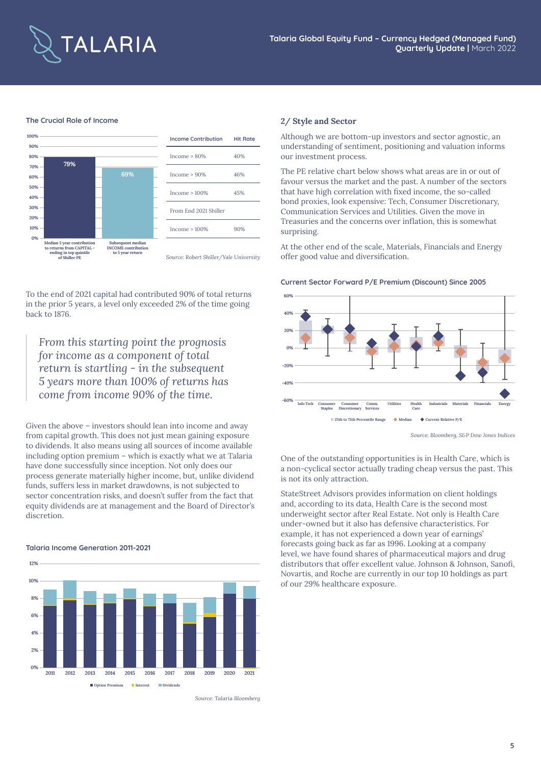### The Crucial Role of Income

| Median 5 year contribution to returns from CAPITAL - ending in top quintile of Shiller PE | Subsequent median INCOME contribution to 5 year return |
|---|---|
| 79% | 69% |

| Income Contribution | Hit Rate |
|---|---|
| Income > 80% | 40% |
| Income > 90% | 46% |
| Income > 100% | 45% |
| From End 2021 Shiller | |
| Income > 100% | 90% |

*Source: Robert Shiller/Yale University*

To the end of 2021 capital had contributed 90% of total returns in the prior 5 years, a level only exceeded 2% of the time going back to 1876.

> *From this starting point the prognosis for income as a component of total return is startling - in the subsequent 5 years more than 100% of returns has come from income 90% of the time.*

Given the above – investors should lean into income and away from capital growth. This does not just mean gaining exposure to dividends. It also means using all sources of income available including option premium – which is exactly what we at Talaria have done successfully since inception. Not only does our process generate materially higher income, but, unlike dividend funds, suffers less in market drawdowns, is not subjected to sector concentration risks, and doesn't suffer from the fact that equity dividends are at management and the Board of Director's discretion.

### Talaria Income Generation 2011-2021

Option Premium | Interest | Dividends

*Source: Talaria Bloomberg*

## 2/ Style and Sector

Although we are bottom-up investors and sector agnostic, an understanding of sentiment, positioning and valuation informs our investment process.

The PE relative chart below shows what areas are in or out of favour versus the market and the past. A number of the sectors that have high correlation with fixed income, the so-called bond proxies, look expensive: Tech, Consumer Discretionary, Communication Services and Utilities. Given the move in Treasuries and the concerns over inflation, this is somewhat surprising.

At the other end of the scale, Materials, Financials and Energy offer good value and diversification.

### Current Sector Forward P/E Premium (Discount) Since 2005

25th to 75th Percentile Range | Median | Current Relative P/E

*Source: Bloomberg, S&P Dow Jones Indices*

One of the outstanding opportunities is in Health Care, which is a non-cyclical sector actually trading cheap versus the past. This is not its only attraction.

StateStreet Advisors provides information on client holdings and, according to its data, Health Care is the second most underweight sector after Real Estate. Not only is Health Care under-owned but it also has defensive characteristics. For example, it has not experienced a down year of earnings' forecasts going back as far as 1996. Looking at a company level, we have found shares of pharmaceutical majors and drug distributors that offer excellent value. Johnson & Johnson, Sanofi, Novartis, and Roche are currently in our top 10 holdings as part of our 29% healthcare exposure.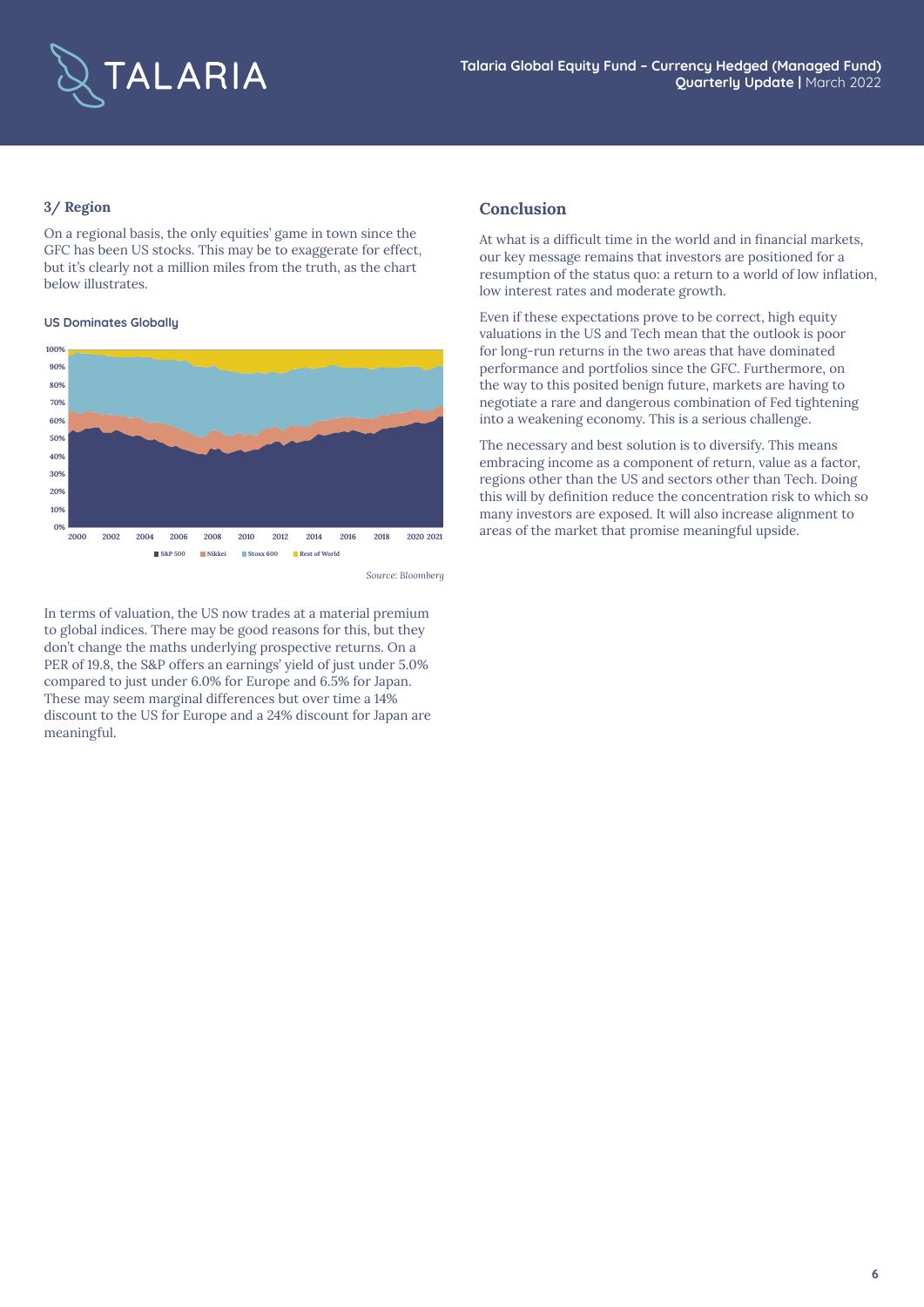### 3/ Region

On a regional basis, the only equities' game in town since the GFC has been US stocks. This may be to exaggerate for effect, but it's clearly not a million miles from the truth, as the chart below illustrates.

**US Dominates Globally**

*Source: Bloomberg*

In terms of valuation, the US now trades at a material premium to global indices. There may be good reasons for this, but they don't change the maths underlying prospective returns. On a PER of 19.8, the S&P offers an earnings' yield of just under 5.0% compared to just under 6.0% for Europe and 6.5% for Japan. These may seem marginal differences but over time a 14% discount to the US for Europe and a 24% discount for Japan are meaningful.

## Conclusion

At what is a difficult time in the world and in financial markets, our key message remains that investors are positioned for a resumption of the status quo: a return to a world of low inflation, low interest rates and moderate growth.

Even if these expectations prove to be correct, high equity valuations in the US and Tech mean that the outlook is poor for long-run returns in the two areas that have dominated performance and portfolios since the GFC. Furthermore, on the way to this posited benign future, markets are having to negotiate a rare and dangerous combination of Fed tightening into a weakening economy. This is a serious challenge.

The necessary and best solution is to diversify. This means embracing income as a component of return, value as a factor, regions other than the US and sectors other than Tech. Doing this will by definition reduce the concentration risk to which so many investors are exposed. It will also increase alignment to areas of the market that promise meaningful upside.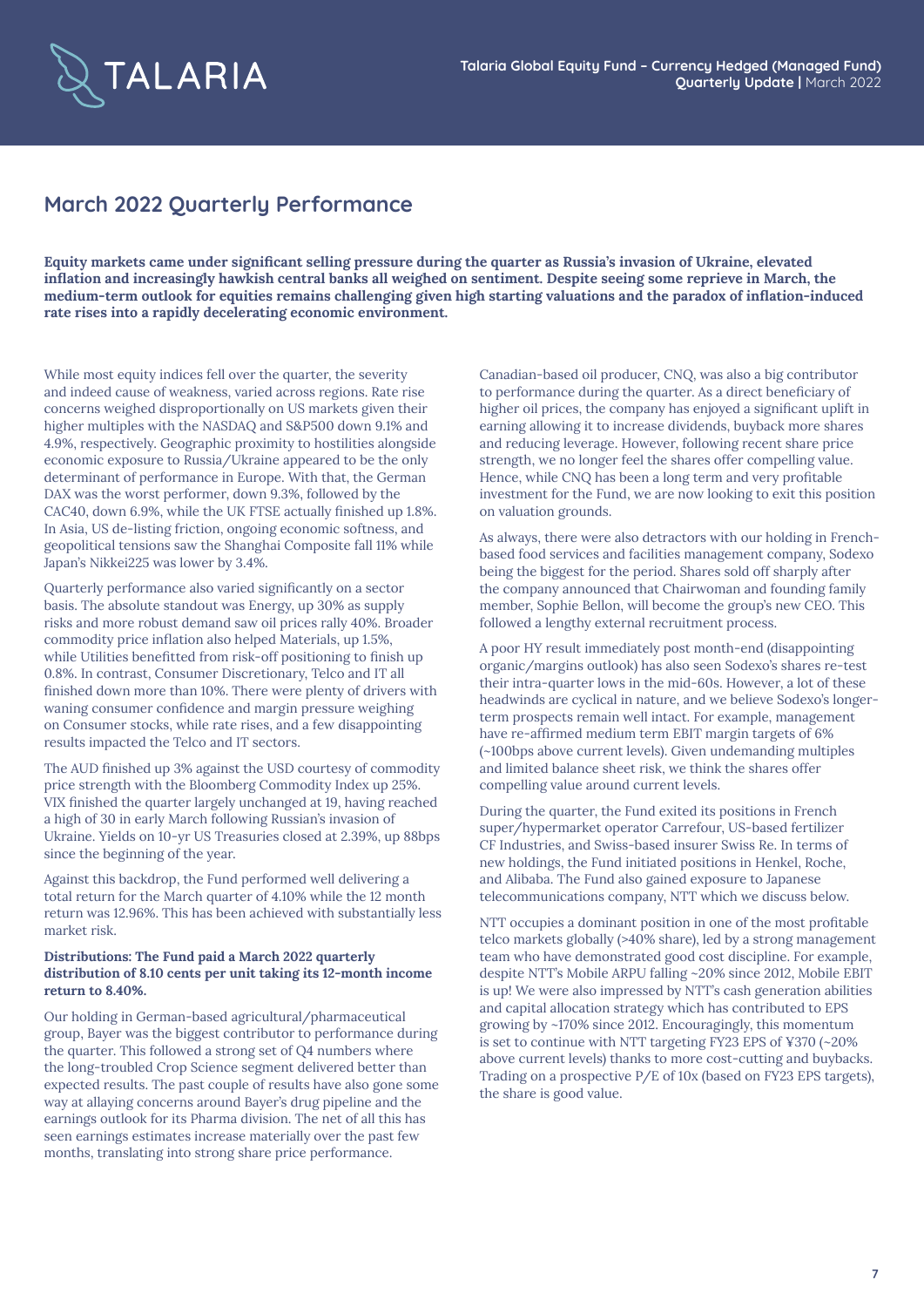## March 2022 Quarterly Performance

**Equity markets came under significant selling pressure during the quarter as Russia's invasion of Ukraine, elevated inflation and increasingly hawkish central banks all weighed on sentiment. Despite seeing some reprieve in March, the medium-term outlook for equities remains challenging given high starting valuations and the paradox of inflation-induced rate rises into a rapidly decelerating economic environment.**

While most equity indices fell over the quarter, the severity and indeed cause of weakness, varied across regions. Rate rise concerns weighed disproportionally on US markets given their higher multiples with the NASDAQ and S&P500 down 9.1% and 4.9%, respectively. Geographic proximity to hostilities alongside economic exposure to Russia/Ukraine appeared to be the only determinant of performance in Europe. With that, the German DAX was the worst performer, down 9.3%, followed by the CAC40, down 6.9%, while the UK FTSE actually finished up 1.8%. In Asia, US de-listing friction, ongoing economic softness, and geopolitical tensions saw the Shanghai Composite fall 11% while Japan's Nikkei225 was lower by 3.4%.

Quarterly performance also varied significantly on a sector basis. The absolute standout was Energy, up 30% as supply risks and more robust demand saw oil prices rally 40%. Broader commodity price inflation also helped Materials, up 1.5%, while Utilities benefitted from risk-off positioning to finish up 0.8%. In contrast, Consumer Discretionary, Telco and IT all finished down more than 10%. There were plenty of drivers with waning consumer confidence and margin pressure weighing on Consumer stocks, while rate rises, and a few disappointing results impacted the Telco and IT sectors.

The AUD finished up 3% against the USD courtesy of commodity price strength with the Bloomberg Commodity Index up 25%. VIX finished the quarter largely unchanged at 19, having reached a high of 30 in early March following Russian's invasion of Ukraine. Yields on 10-yr US Treasuries closed at 2.39%, up 88bps since the beginning of the year.

Against this backdrop, the Fund performed well delivering a total return for the March quarter of 4.10% while the 12 month return was 12.96%. This has been achieved with substantially less market risk.

**Distributions: The Fund paid a March 2022 quarterly distribution of 8.10 cents per unit taking its 12-month income return to 8.40%.**

Our holding in German-based agricultural/pharmaceutical group, Bayer was the biggest contributor to performance during the quarter. This followed a strong set of Q4 numbers where the long-troubled Crop Science segment delivered better than expected results. The past couple of results have also gone some way at allaying concerns around Bayer's drug pipeline and the earnings outlook for its Pharma division. The net of all this has seen earnings estimates increase materially over the past few months, translating into strong share price performance.

Canadian-based oil producer, CNQ, was also a big contributor to performance during the quarter. As a direct beneficiary of higher oil prices, the company has enjoyed a significant uplift in earning allowing it to increase dividends, buyback more shares and reducing leverage. However, following recent share price strength, we no longer feel the shares offer compelling value. Hence, while CNQ has been a long term and very profitable investment for the Fund, we are now looking to exit this position on valuation grounds.

As always, there were also detractors with our holding in French-based food services and facilities management company, Sodexo being the biggest for the period. Shares sold off sharply after the company announced that Chairwoman and founding family member, Sophie Bellon, will become the group's new CEO. This followed a lengthy external recruitment process.

A poor HY result immediately post month-end (disappointing organic/margins outlook) has also seen Sodexo's shares re-test their intra-quarter lows in the mid-60s. However, a lot of these headwinds are cyclical in nature, and we believe Sodexo's longer-term prospects remain well intact. For example, management have re-affirmed medium term EBIT margin targets of 6% (~100bps above current levels). Given undemanding multiples and limited balance sheet risk, we think the shares offer compelling value around current levels.

During the quarter, the Fund exited its positions in French super/hypermarket operator Carrefour, US-based fertilizer CF Industries, and Swiss-based insurer Swiss Re. In terms of new holdings, the Fund initiated positions in Henkel, Roche, and Alibaba. The Fund also gained exposure to Japanese telecommunications company, NTT which we discuss below.

NTT occupies a dominant position in one of the most profitable telco markets globally (>40% share), led by a strong management team who have demonstrated good cost discipline. For example, despite NTT's Mobile ARPU falling ~20% since 2012, Mobile EBIT is up! We were also impressed by NTT's cash generation abilities and capital allocation strategy which has contributed to EPS growing by ~170% since 2012. Encouragingly, this momentum is set to continue with NTT targeting FY23 EPS of ¥370 (~20% above current levels) thanks to more cost-cutting and buybacks. Trading on a prospective P/E of 10x (based on FY23 EPS targets), the share is good value.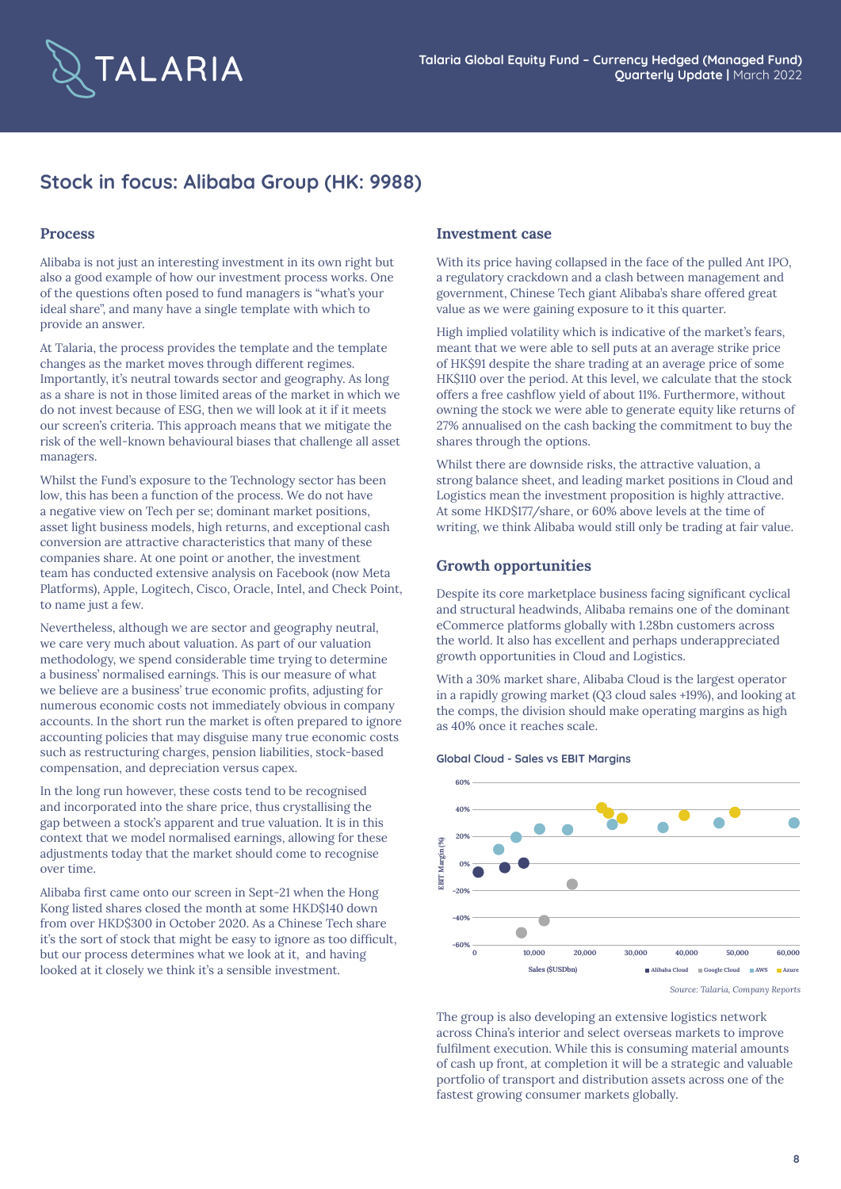## Stock in focus: Alibaba Group (HK: 9988)

### Process

Alibaba is not just an interesting investment in its own right but also a good example of how our investment process works. One of the questions often posed to fund managers is "what's your ideal share", and many have a single template with which to provide an answer.

At Talaria, the process provides the template and the template changes as the market moves through different regimes. Importantly, it's neutral towards sector and geography. As long as a share is not in those limited areas of the market in which we do not invest because of ESG, then we will look at it if it meets our screen's criteria. This approach means that we mitigate the risk of the well-known behavioural biases that challenge all asset managers.

Whilst the Fund's exposure to the Technology sector has been low, this has been a function of the process. We do not have a negative view on Tech per se; dominant market positions, asset light business models, high returns, and exceptional cash conversion are attractive characteristics that many of these companies share. At one point or another, the investment team has conducted extensive analysis on Facebook (now Meta Platforms), Apple, Logitech, Cisco, Oracle, Intel, and Check Point, to name just a few.

Nevertheless, although we are sector and geography neutral, we care very much about valuation. As part of our valuation methodology, we spend considerable time trying to determine a business' normalised earnings. This is our measure of what we believe are a business' true economic profits, adjusting for numerous economic costs not immediately obvious in company accounts. In the short run the market is often prepared to ignore accounting policies that may disguise many true economic costs such as restructuring charges, pension liabilities, stock-based compensation, and depreciation versus capex.

In the long run however, these costs tend to be recognised and incorporated into the share price, thus crystallising the gap between a stock's apparent and true valuation. It is in this context that we model normalised earnings, allowing for these adjustments today that the market should come to recognise over time.

Alibaba first came onto our screen in Sept-21 when the Hong Kong listed shares closed the month at some HKD$140 down from over HKD$300 in October 2020. As a Chinese Tech share it's the sort of stock that might be easy to ignore as too difficult, but our process determines what we look at it, and having looked at it closely we think it's a sensible investment.

### Investment case

With its price having collapsed in the face of the pulled Ant IPO, a regulatory crackdown and a clash between management and government, Chinese Tech giant Alibaba's share offered great value as we were gaining exposure to it this quarter.

High implied volatility which is indicative of the market's fears, meant that we were able to sell puts at an average strike price of HK$91 despite the share trading at an average price of some HK$110 over the period. At this level, we calculate that the stock offers a free cashflow yield of about 11%. Furthermore, without owning the stock we were able to generate equity like returns of 27% annualised on the cash backing the commitment to buy the shares through the options.

Whilst there are downside risks, the attractive valuation, a strong balance sheet, and leading market positions in Cloud and Logistics mean the investment proposition is highly attractive. At some HKD$177/share, or 60% above levels at the time of writing, we think Alibaba would still only be trading at fair value.

### Growth opportunities

Despite its core marketplace business facing significant cyclical and structural headwinds, Alibaba remains one of the dominant eCommerce platforms globally with 1.28bn customers across the world. It also has excellent and perhaps underappreciated growth opportunities in Cloud and Logistics.

With a 30% market share, Alibaba Cloud is the largest operator in a rapidly growing market (Q3 cloud sales +19%), and looking at the comps, the division should make operating margins as high as 40% once it reaches scale.

**Global Cloud - Sales vs EBIT Margins**

*Source: Talaria, Company Reports*

The group is also developing an extensive logistics network across China's interior and select overseas markets to improve fulfilment execution. While this is consuming material amounts of cash up front, at completion it will be a strategic and valuable portfolio of transport and distribution assets across one of the fastest growing consumer markets globally.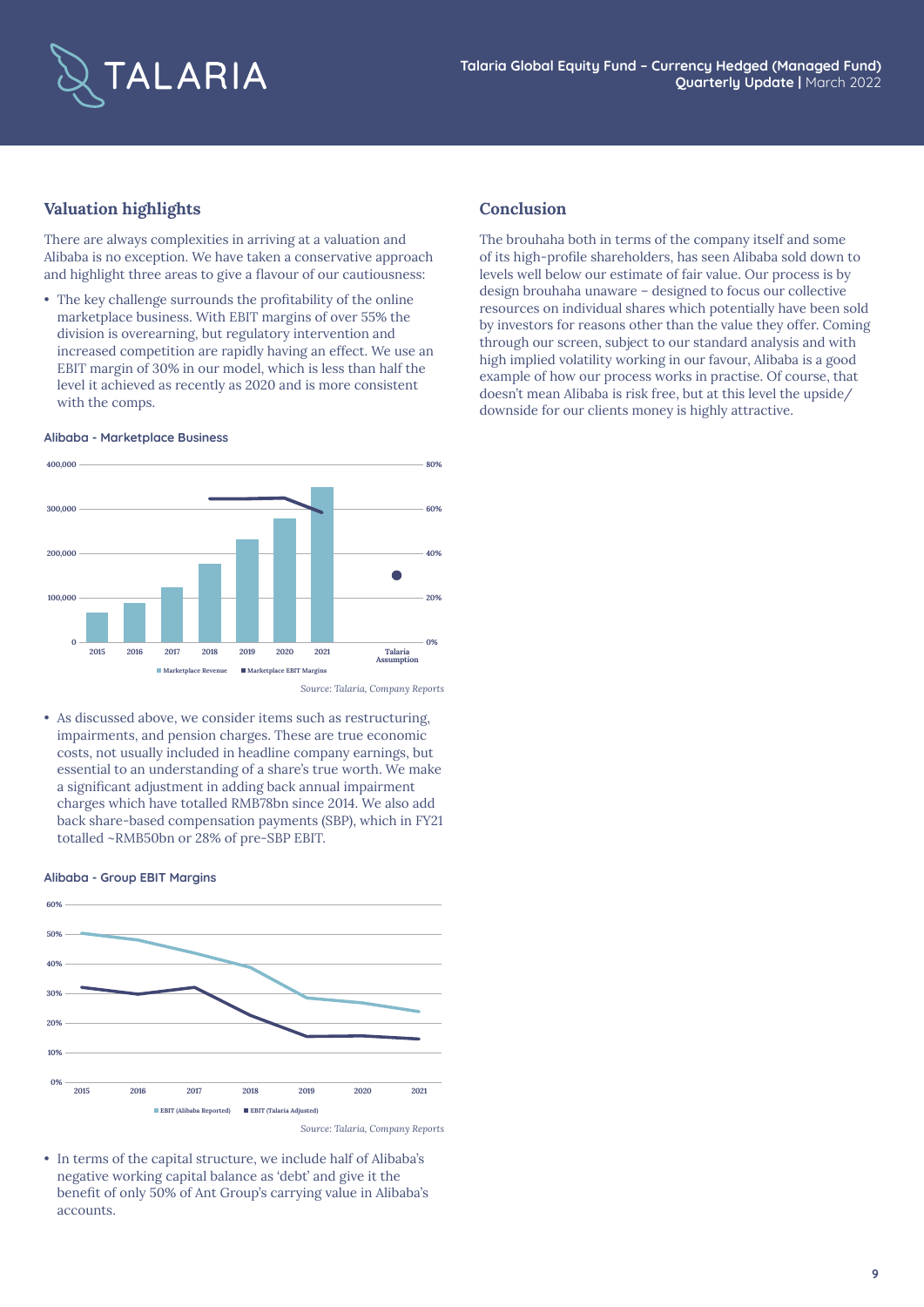## Valuation highlights

There are always complexities in arriving at a valuation and Alibaba is no exception. We have taken a conservative approach and highlight three areas to give a flavour of our cautiousness:

- The key challenge surrounds the profitability of the online marketplace business. With EBIT margins of over 55% the division is overearning, but regulatory intervention and increased competition are rapidly having an effect. We use an EBIT margin of 30% in our model, which is less than half the level it achieved as recently as 2020 and is more consistent with the comps.

**Alibaba - Marketplace Business**

*Source: Talaria, Company Reports*

- As discussed above, we consider items such as restructuring, impairments, and pension charges. These are true economic costs, not usually included in headline company earnings, but essential to an understanding of a share's true worth. We make a significant adjustment in adding back annual impairment charges which have totalled RMB78bn since 2014. We also add back share-based compensation payments (SBP), which in FY21 totalled ~RMB50bn or 28% of pre-SBP EBIT.

**Alibaba - Group EBIT Margins**

*Source: Talaria, Company Reports*

- In terms of the capital structure, we include half of Alibaba's negative working capital balance as 'debt' and give it the benefit of only 50% of Ant Group's carrying value in Alibaba's accounts.

## Conclusion

The brouhaha both in terms of the company itself and some of its high-profile shareholders, has seen Alibaba sold down to levels well below our estimate of fair value. Our process is by design brouhaha unaware – designed to focus our collective resources on individual shares which potentially have been sold by investors for reasons other than the value they offer. Coming through our screen, subject to our standard analysis and with high implied volatility working in our favour, Alibaba is a good example of how our process works in practise. Of course, that doesn't mean Alibaba is risk free, but at this level the upside/downside for our clients money is highly attractive.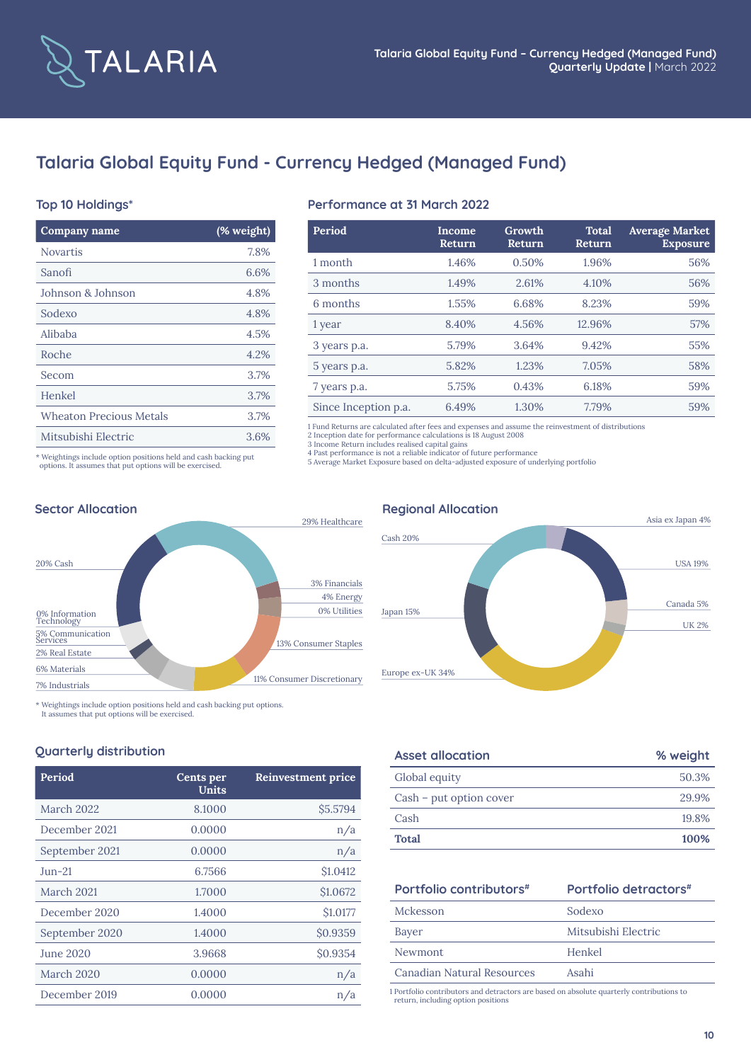# Talaria Global Equity Fund - Currency Hedged (Managed Fund)

## Top 10 Holdings*

| Company name | (% weight) |
|---|---|
| Novartis | 7.8% |
| Sanofi | 6.6% |
| Johnson & Johnson | 4.8% |
| Sodexo | 4.8% |
| Alibaba | 4.5% |
| Roche | 4.2% |
| Secom | 3.7% |
| Henkel | 3.7% |
| Wheaton Precious Metals | 3.7% |
| Mitsubishi Electric | 3.6% |

* Weightings include option positions held and cash backing put options. It assumes that put options will be exercised.

## Performance at 31 March 2022

| Period | Income Return | Growth Return | Total Return | Average Market Exposure |
|---|---|---|---|---|
| 1 month | 1.46% | 0.50% | 1.96% | 56% |
| 3 months | 1.49% | 2.61% | 4.10% | 56% |
| 6 months | 1.55% | 6.68% | 8.23% | 59% |
| 1 year | 8.40% | 4.56% | 12.96% | 57% |
| 3 years p.a. | 5.79% | 3.64% | 9.42% | 55% |
| 5 years p.a. | 5.82% | 1.23% | 7.05% | 58% |
| 7 years p.a. | 5.75% | 0.43% | 6.18% | 59% |
| Since Inception p.a. | 6.49% | 1.30% | 7.79% | 59% |

1 Fund Returns are calculated after fees and expenses and assume the reinvestment of distributions
2 Inception date for performance calculations is 18 August 2008
3 Income Return includes realised capital gains
4 Past performance is not a reliable indicator of future performance
5 Average Market Exposure based on delta-adjusted exposure of underlying portfolio

## Sector Allocation

- 29% Healthcare
- 3% Financials
- 4% Energy
- 0% Utilities
- 13% Consumer Staples
- 11% Consumer Discretionary
- 7% Industrials
- 6% Materials
- 2% Real Estate
- 5% Communication Services
- 0% Information Technology
- 20% Cash

* Weightings include option positions held and cash backing put options. It assumes that put options will be exercised.

## Regional Allocation

- Asia ex Japan 4%
- USA 19%
- Canada 5%
- UK 2%
- Europe ex-UK 34%
- Japan 15%
- Cash 20%

## Quarterly distribution

| Period | Cents per Units | Reinvestment price |
|---|---|---|
| March 2022 | 8.1000 | $5.5794 |
| December 2021 | 0.0000 | n/a |
| September 2021 | 0.0000 | n/a |
| Jun-21 | 6.7566 | $1.0412 |
| March 2021 | 1.7000 | $1.0672 |
| December 2020 | 1.4000 | $1.0177 |
| September 2020 | 1.4000 | $0.9359 |
| June 2020 | 3.9668 | $0.9354 |
| March 2020 | 0.0000 | n/a |
| December 2019 | 0.0000 | n/a |

## Asset allocation

| Asset allocation | % weight |
|---|---|
| Global equity | 50.3% |
| Cash – put option cover | 29.9% |
| Cash | 19.8% |
| **Total** | **100%** |

| Portfolio contributors# | Portfolio detractors# |
|---|---|
| Mckesson | Sodexo |
| Bayer | Mitsubishi Electric |
| Newmont | Henkel |
| Canadian Natural Resources | Asahi |

1 Portfolio contributors and detractors are based on absolute quarterly contributions to return, including option positions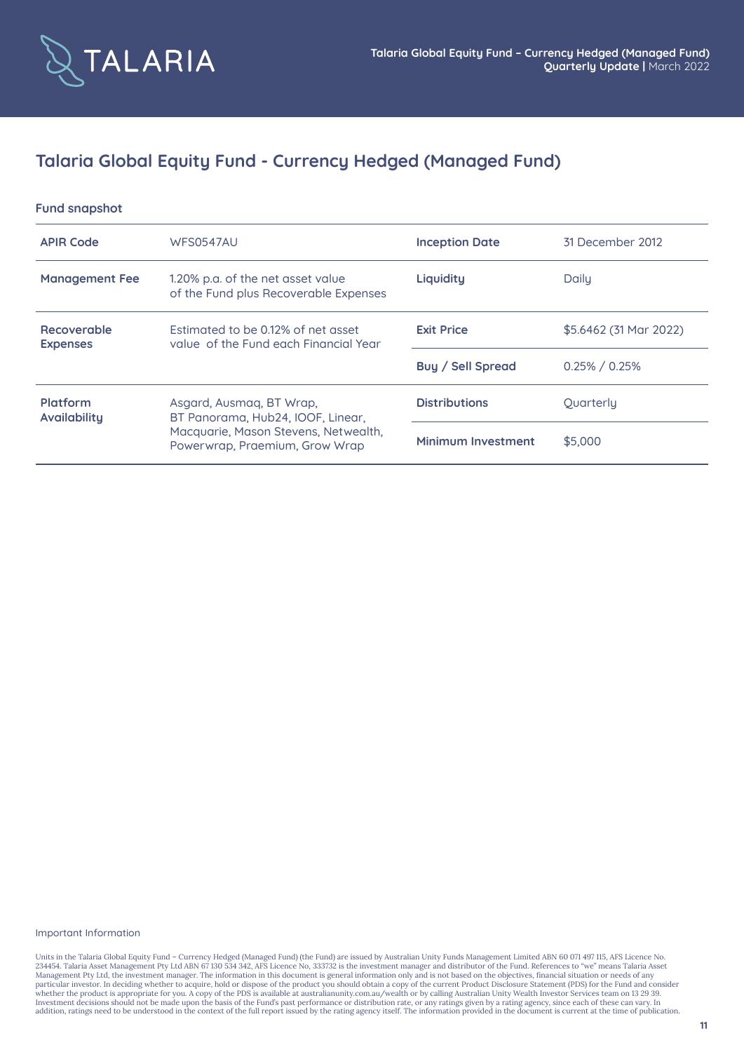# Talaria Global Equity Fund - Currency Hedged (Managed Fund)

## Fund snapshot

| | | | |
|---|---|---|---|
| **APIR Code** | WFS0547AU | **Inception Date** | 31 December 2012 |
| **Management Fee** | 1.20% p.a. of the net asset value of the Fund plus Recoverable Expenses | **Liquidity** | Daily |
| **Recoverable Expenses** | Estimated to be 0.12% of net asset value of the Fund each Financial Year | **Exit Price** | $5.6462 (31 Mar 2022) |
| | | **Buy / Sell Spread** | 0.25% / 0.25% |
| **Platform Availability** | Asgard, Ausmaq, BT Wrap, BT Panorama, Hub24, IOOF, Linear, Macquarie, Mason Stevens, Netwealth, Powerwrap, Praemium, Grow Wrap | **Distributions** | Quarterly |
| | | **Minimum Investment** | $5,000 |

Important Information

Units in the Talaria Global Equity Fund – Currency Hedged (Managed Fund) (the Fund) are issued by Australian Unity Funds Management Limited ABN 60 071 497 115, AFS Licence No. 234454. Talaria Asset Management Pty Ltd ABN 67 130 534 342, AFS Licence No, 333732 is the investment manager and distributor of the Fund. References to "we" means Talaria Asset Management Pty Ltd, the investment manager. The information in this document is general information only and is not based on the objectives, financial situation or needs of any particular investor. In deciding whether to acquire, hold or dispose of the product you should obtain a copy of the current Product Disclosure Statement (PDS) for the Fund and consider whether the product is appropriate for you. A copy of the PDS is available at australianunity.com.au/wealth or by calling Australian Unity Wealth Investor Services team on 13 29 39. Investment decisions should not be made upon the basis of the Fund's past performance or distribution rate, or any ratings given by a rating agency, since each of these can vary. In addition, ratings need to be understood in the context of the full report issued by the rating agency itself. The information provided in the document is current at the time of publication.